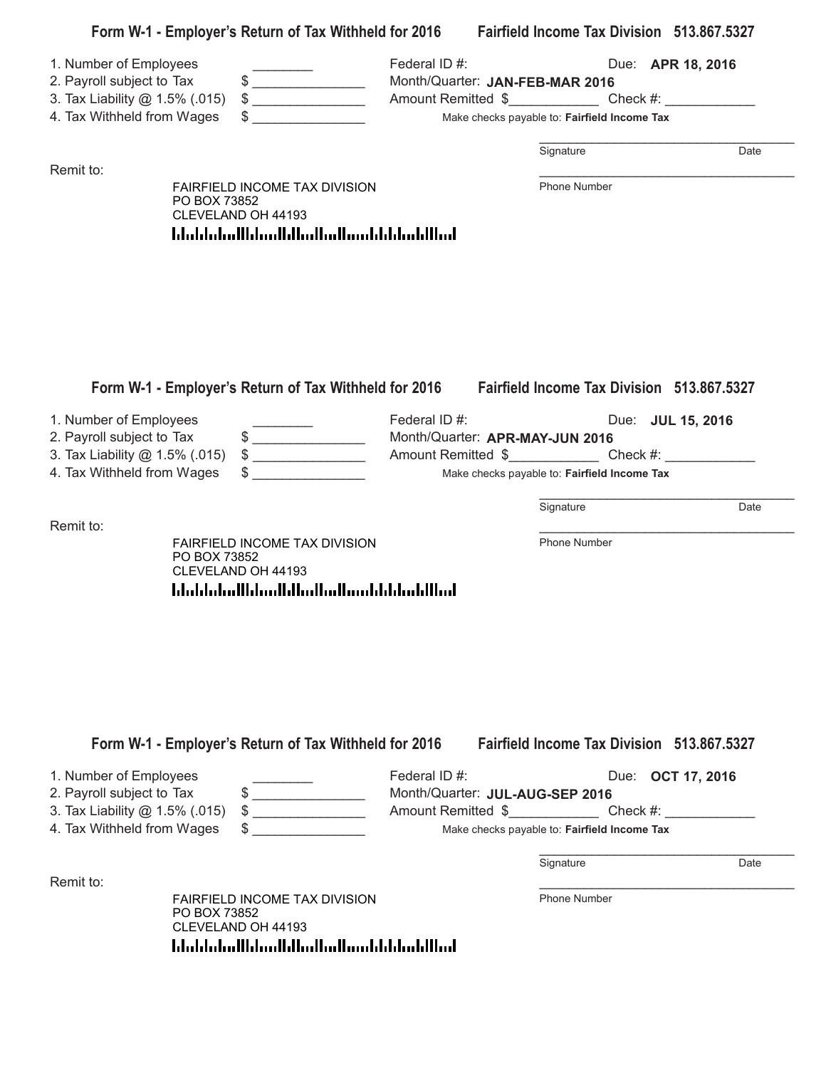## Form W-1 - Employer's Return of Tax Withheld for 2016 Fairfield Income Tax Division 513.867.5327

1. Number of Employees ________
2. Payroll subject to Tax $ _______________
3. Tax Liability @ 1.5% (.015) $ _______________
4. Tax Withheld from Wages $ _______________

Federal ID #: Due: **APR 18, 2016**

Month/Quarter: **JAN-FEB-MAR 2016**

Amount Remitted $____________ Check #: ____________

Make checks payable to: **Fairfield Income Tax**

____________________________________

Signature Date

Remit to:

FAIRFIELD INCOME TAX DIVISION
PO BOX 73852
CLEVELAND OH 44193

____________________________________

Phone Number

## Form W-1 - Employer's Return of Tax Withheld for 2016 Fairfield Income Tax Division 513.867.5327

1. Number of Employees ________
2. Payroll subject to Tax $ _______________
3. Tax Liability @ 1.5% (.015) $ _______________
4. Tax Withheld from Wages $ _______________

Federal ID #: Due: **JUL 15, 2016**

Month/Quarter: **APR-MAY-JUN 2016**

Amount Remitted $____________ Check #: ____________

Make checks payable to: **Fairfield Income Tax**

____________________________________

Signature Date

Remit to:

FAIRFIELD INCOME TAX DIVISION
PO BOX 73852
CLEVELAND OH 44193

____________________________________

Phone Number

## Form W-1 - Employer's Return of Tax Withheld for 2016 Fairfield Income Tax Division 513.867.5327

1. Number of Employees ________
2. Payroll subject to Tax $ _______________
3. Tax Liability @ 1.5% (.015) $ _______________
4. Tax Withheld from Wages $ _______________

Federal ID #: Due: **OCT 17, 2016**

Month/Quarter: **JUL-AUG-SEP 2016**

Amount Remitted $____________ Check #: ____________

Make checks payable to: **Fairfield Income Tax**

____________________________________

Signature Date

Remit to:

FAIRFIELD INCOME TAX DIVISION
PO BOX 73852
CLEVELAND OH 44193

____________________________________

Phone Number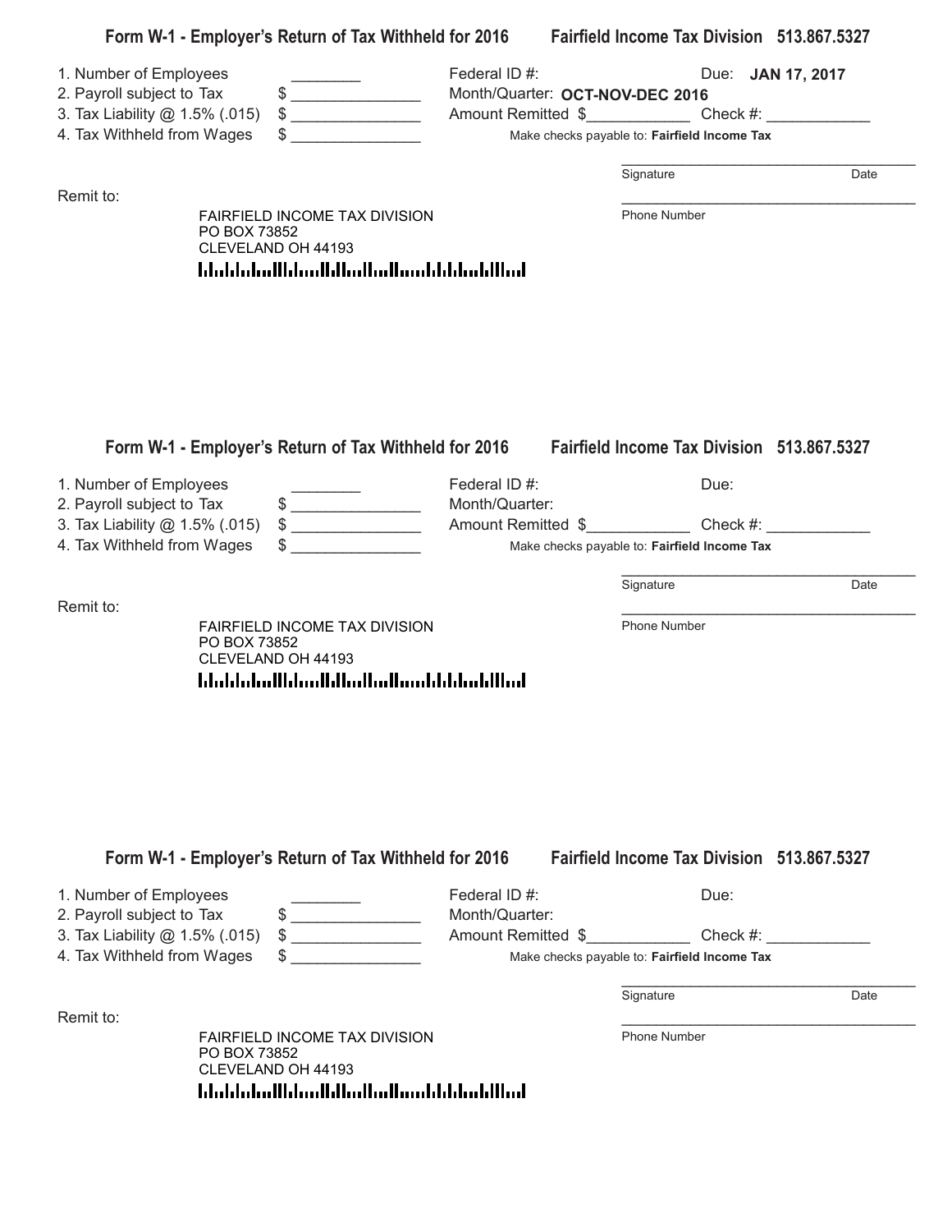**Form W-1 - Employer's Return of Tax Withheld for 2016** **Fairfield Income Tax Division 513.867.5327**

1. Number of Employees ________
2. Payroll subject to Tax $ _______________
3. Tax Liability @ 1.5% (.015) $ _______________
4. Tax Withheld from Wages $ _______________

Federal ID #:
Due: **JAN 17, 2017**
Month/Quarter: **OCT-NOV-DEC 2016**
Amount Remitted $____________ Check #: ____________
Make checks payable to: **Fairfield Income Tax**

____________________________________
Signature Date

____________________________________
Phone Number

Remit to:

FAIRFIELD INCOME TAX DIVISION
PO BOX 73852
CLEVELAND OH 44193

**Form W-1 - Employer's Return of Tax Withheld for 2016** **Fairfield Income Tax Division 513.867.5327**

1. Number of Employees ________
2. Payroll subject to Tax $ _______________
3. Tax Liability @ 1.5% (.015) $ _______________
4. Tax Withheld from Wages $ _______________

Federal ID #:
Due:
Month/Quarter:
Amount Remitted $____________ Check #: ____________
Make checks payable to: **Fairfield Income Tax**

____________________________________
Signature Date

____________________________________
Phone Number

Remit to:

FAIRFIELD INCOME TAX DIVISION
PO BOX 73852
CLEVELAND OH 44193

**Form W-1 - Employer's Return of Tax Withheld for 2016** **Fairfield Income Tax Division 513.867.5327**

1. Number of Employees ________
2. Payroll subject to Tax $ _______________
3. Tax Liability @ 1.5% (.015) $ _______________
4. Tax Withheld from Wages $ _______________

Federal ID #:
Due:
Month/Quarter:
Amount Remitted $____________ Check #: ____________
Make checks payable to: **Fairfield Income Tax**

____________________________________
Signature Date

____________________________________
Phone Number

Remit to:

FAIRFIELD INCOME TAX DIVISION
PO BOX 73852
CLEVELAND OH 44193